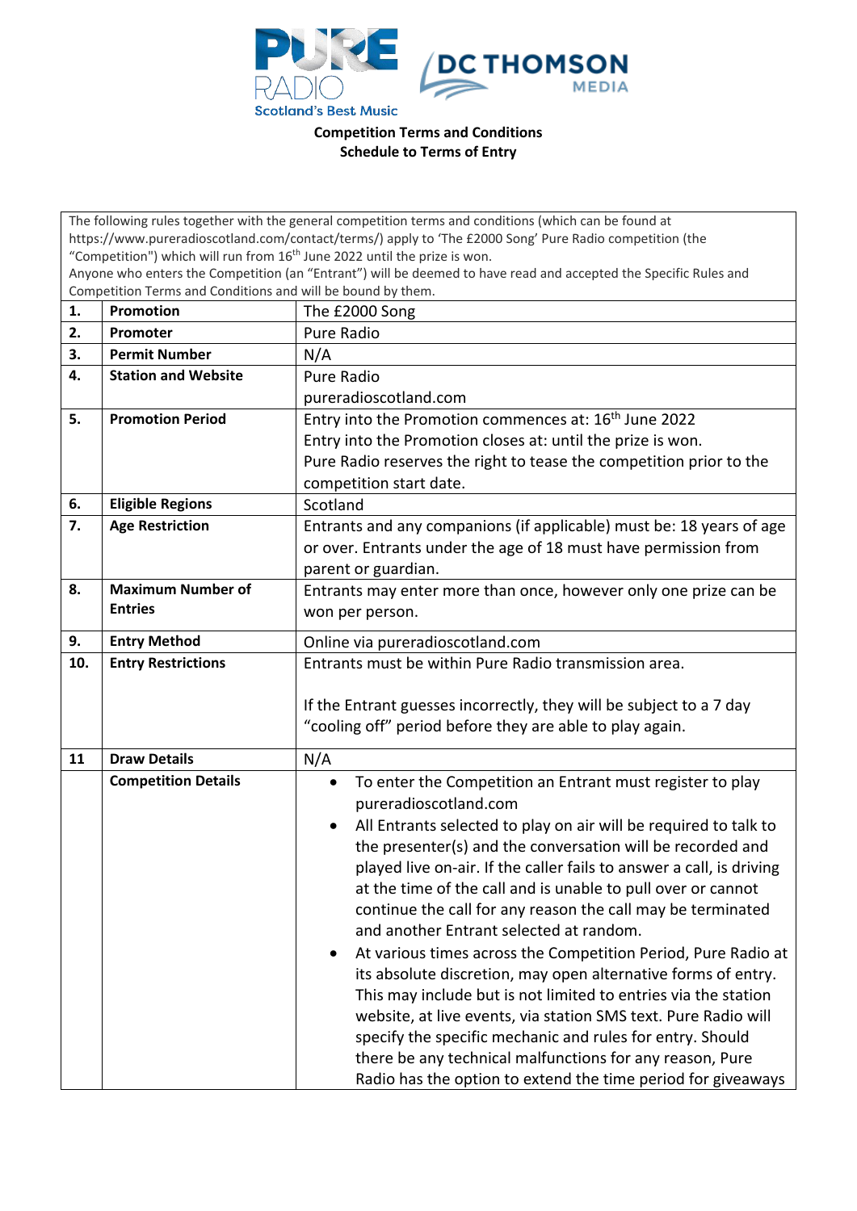**Competition Terms and Conditions**
**Schedule to Terms of Entry**

The following rules together with the general competition terms and conditions (which can be found at https://www.pureradioscotland.com/contact/terms/) apply to 'The £2000 Song' Pure Radio competition (the "Competition") which will run from 16th June 2022 until the prize is won.

Anyone who enters the Competition (an "Entrant") will be deemed to have read and accepted the Specific Rules and Competition Terms and Conditions and will be bound by them.

| | | |
|---|---|---|
| **1.** | **Promotion** | The £2000 Song |
| **2.** | **Promoter** | Pure Radio |
| **3.** | **Permit Number** | N/A |
| **4.** | **Station and Website** | Pure Radio<br>pureradioscotland.com |
| **5.** | **Promotion Period** | Entry into the Promotion commences at: 16th June 2022<br>Entry into the Promotion closes at: until the prize is won.<br>Pure Radio reserves the right to tease the competition prior to the competition start date. |
| **6.** | **Eligible Regions** | Scotland |
| **7.** | **Age Restriction** | Entrants and any companions (if applicable) must be: 18 years of age or over. Entrants under the age of 18 must have permission from parent or guardian. |
| **8.** | **Maximum Number of Entries** | Entrants may enter more than once, however only one prize can be won per person. |
| **9.** | **Entry Method** | Online via pureradioscotland.com |
| **10.** | **Entry Restrictions** | Entrants must be within Pure Radio transmission area.<br><br>If the Entrant guesses incorrectly, they will be subject to a 7 day "cooling off" period before they are able to play again. |
| **11** | **Draw Details** | N/A |
| | **Competition Details** | • To enter the Competition an Entrant must register to play pureradioscotland.com<br>• All Entrants selected to play on air will be required to talk to the presenter(s) and the conversation will be recorded and played live on-air. If the caller fails to answer a call, is driving at the time of the call and is unable to pull over or cannot continue the call for any reason the call may be terminated and another Entrant selected at random.<br>• At various times across the Competition Period, Pure Radio at its absolute discretion, may open alternative forms of entry. This may include but is not limited to entries via the station website, at live events, via station SMS text. Pure Radio will specify the specific mechanic and rules for entry. Should there be any technical malfunctions for any reason, Pure Radio has the option to extend the time period for giveaways |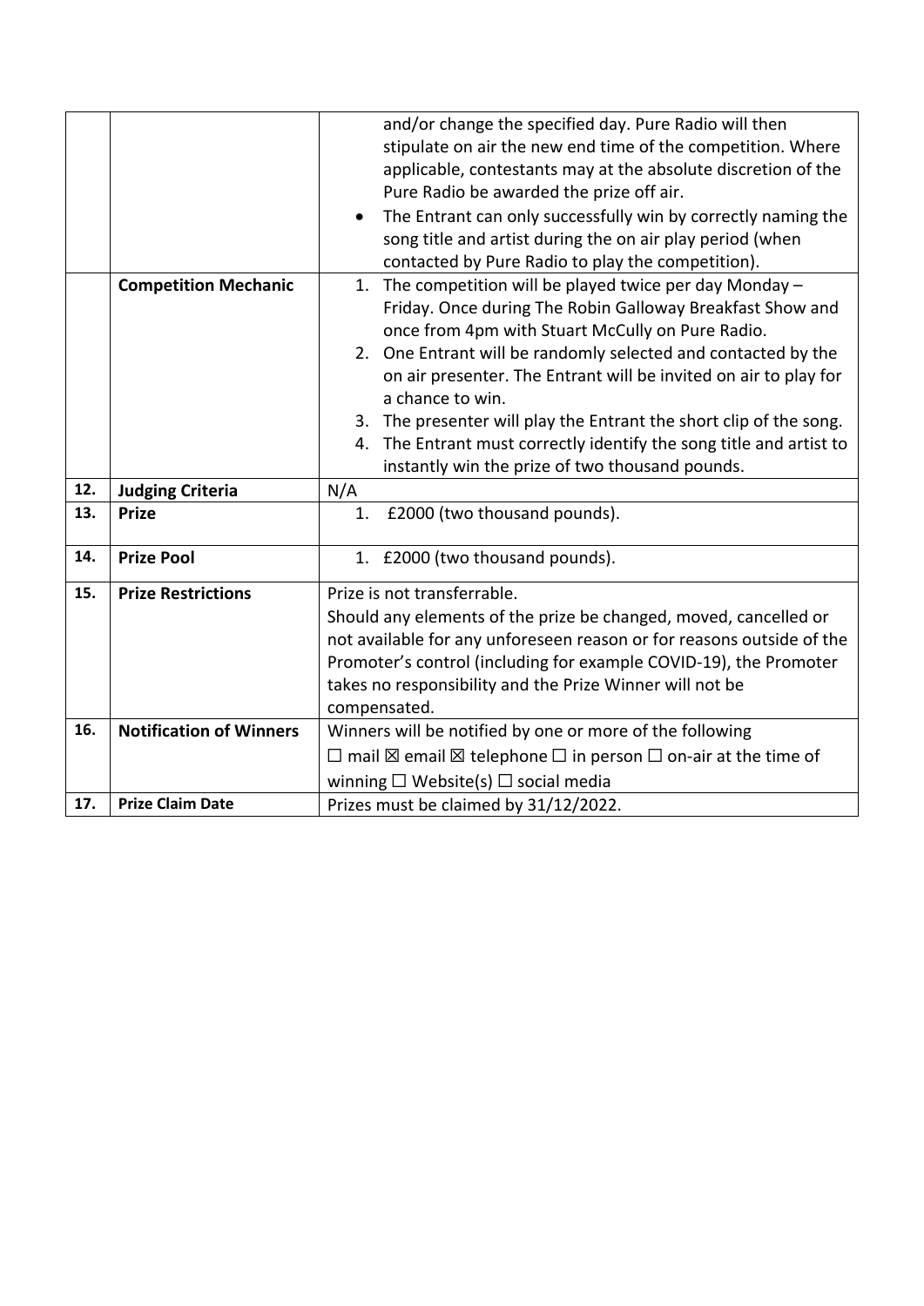| | | |
|---|---|---|
| | | and/or change the specified day. Pure Radio will then stipulate on air the new end time of the competition. Where applicable, contestants may at the absolute discretion of the Pure Radio be awarded the prize off air.<br>• The Entrant can only successfully win by correctly naming the song title and artist during the on air play period (when contacted by Pure Radio to play the competition). |
| | **Competition Mechanic** | 1. The competition will be played twice per day Monday – Friday. Once during The Robin Galloway Breakfast Show and once from 4pm with Stuart McCully on Pure Radio.<br>2. One Entrant will be randomly selected and contacted by the on air presenter. The Entrant will be invited on air to play for a chance to win.<br>3. The presenter will play the Entrant the short clip of the song.<br>4. The Entrant must correctly identify the song title and artist to instantly win the prize of two thousand pounds. |
| **12.** | **Judging Criteria** | N/A |
| **13.** | **Prize** | 1. £2000 (two thousand pounds). |
| **14.** | **Prize Pool** | 1. £2000 (two thousand pounds). |
| **15.** | **Prize Restrictions** | Prize is not transferrable.<br>Should any elements of the prize be changed, moved, cancelled or not available for any unforeseen reason or for reasons outside of the Promoter's control (including for example COVID-19), the Promoter takes no responsibility and the Prize Winner will not be compensated. |
| **16.** | **Notification of Winners** | Winners will be notified by one or more of the following<br>☐ mail ☒ email ☒ telephone ☐ in person ☐ on-air at the time of winning ☐ Website(s) ☐ social media |
| **17.** | **Prize Claim Date** | Prizes must be claimed by 31/12/2022. |